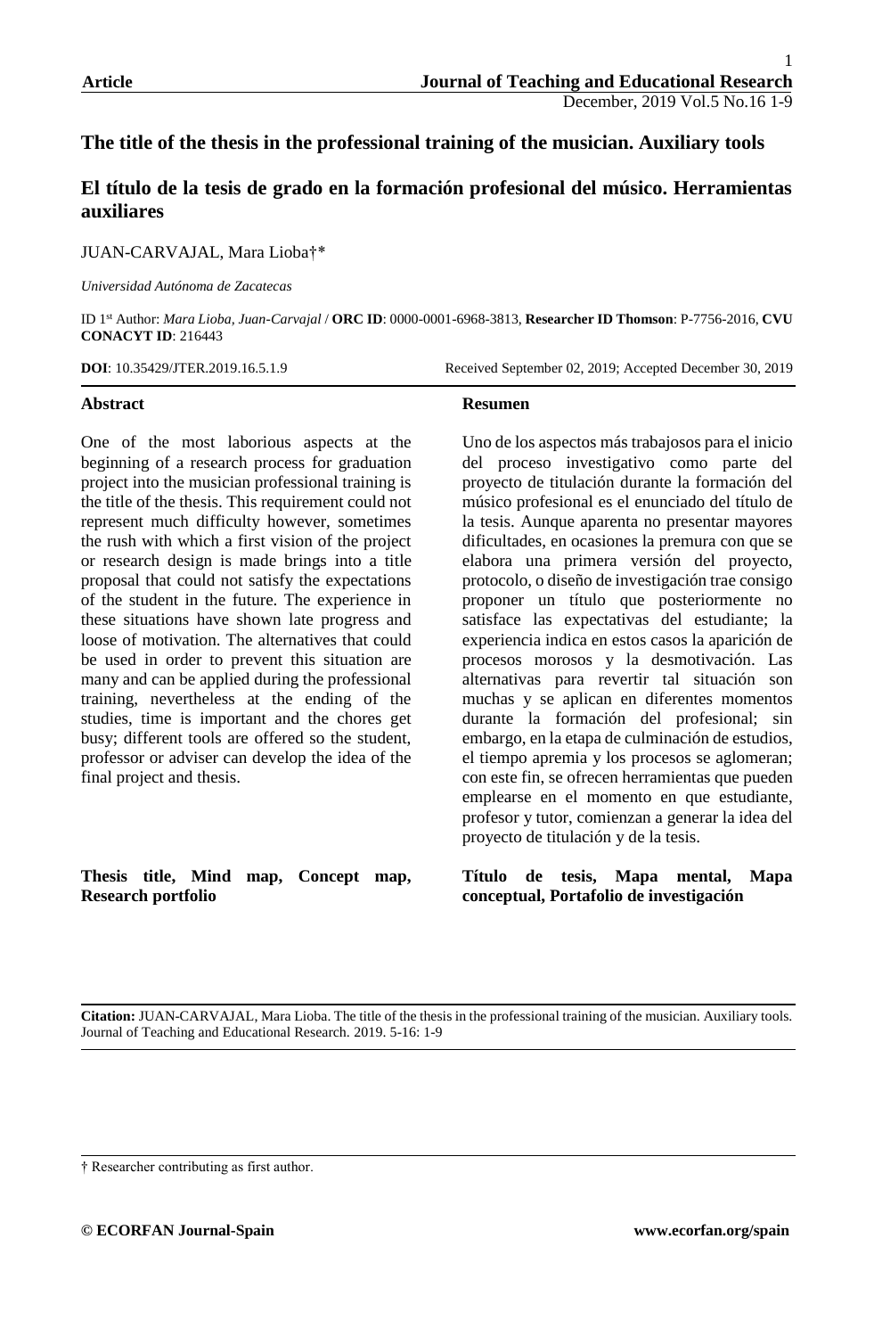Article

# The title of the thesis in the professional training of the musician. Auxiliary tools

# El título de la tesis de grado en la formación profesional del músico. Herramientas auxiliares

JUAN-CARVAJAL, Mara Lioba†*

*Universidad Autónoma de Zacatecas*

ID 1st Author: *Mara Lioba, Juan-Carvajal* / **ORC ID**: 0000-0001-6968-3813, **Researcher ID Thomson**: P-7756-2016, **CVU CONACYT ID**: 216443

**DOI**: 10.35429/JTER.2019.16.5.1.9

Received September 02, 2019; Accepted December 30, 2019

## Abstract

One of the most laborious aspects at the beginning of a research process for graduation project into the musician professional training is the title of the thesis. This requirement could not represent much difficulty however, sometimes the rush with which a first vision of the project or research design is made brings into a title proposal that could not satisfy the expectations of the student in the future. The experience in these situations have shown late progress and loose of motivation. The alternatives that could be used in order to prevent this situation are many and can be applied during the professional training, nevertheless at the ending of the studies, time is important and the chores get busy; different tools are offered so the student, professor or adviser can develop the idea of the final project and thesis.

**Thesis title, Mind map, Concept map, Research portfolio**

## Resumen

Uno de los aspectos más trabajosos para el inicio del proceso investigativo como parte del proyecto de titulación durante la formación del músico profesional es el enunciado del título de la tesis. Aunque aparenta no presentar mayores dificultades, en ocasiones la premura con que se elabora una primera versión del proyecto, protocolo, o diseño de investigación trae consigo proponer un título que posteriormente no satisface las expectativas del estudiante; la experiencia indica en estos casos la aparición de procesos morosos y la desmotivación. Las alternativas para revertir tal situación son muchas y se aplican en diferentes momentos durante la formación del profesional; sin embargo, en la etapa de culminación de estudios, el tiempo apremia y los procesos se aglomeran; con este fin, se ofrecen herramientas que pueden emplearse en el momento en que estudiante, profesor y tutor, comienzan a generar la idea del proyecto de titulación y de la tesis.

**Título de tesis, Mapa mental, Mapa conceptual, Portafolio de investigación**

---

**Citation:** JUAN-CARVAJAL, Mara Lioba. The title of the thesis in the professional training of the musician. Auxiliary tools. Journal of Teaching and Educational Research. 2019. 5-16: 1-9

---

† Researcher contributing as first author.

© ECORFAN Journal-Spain www.ecorfan.org/spain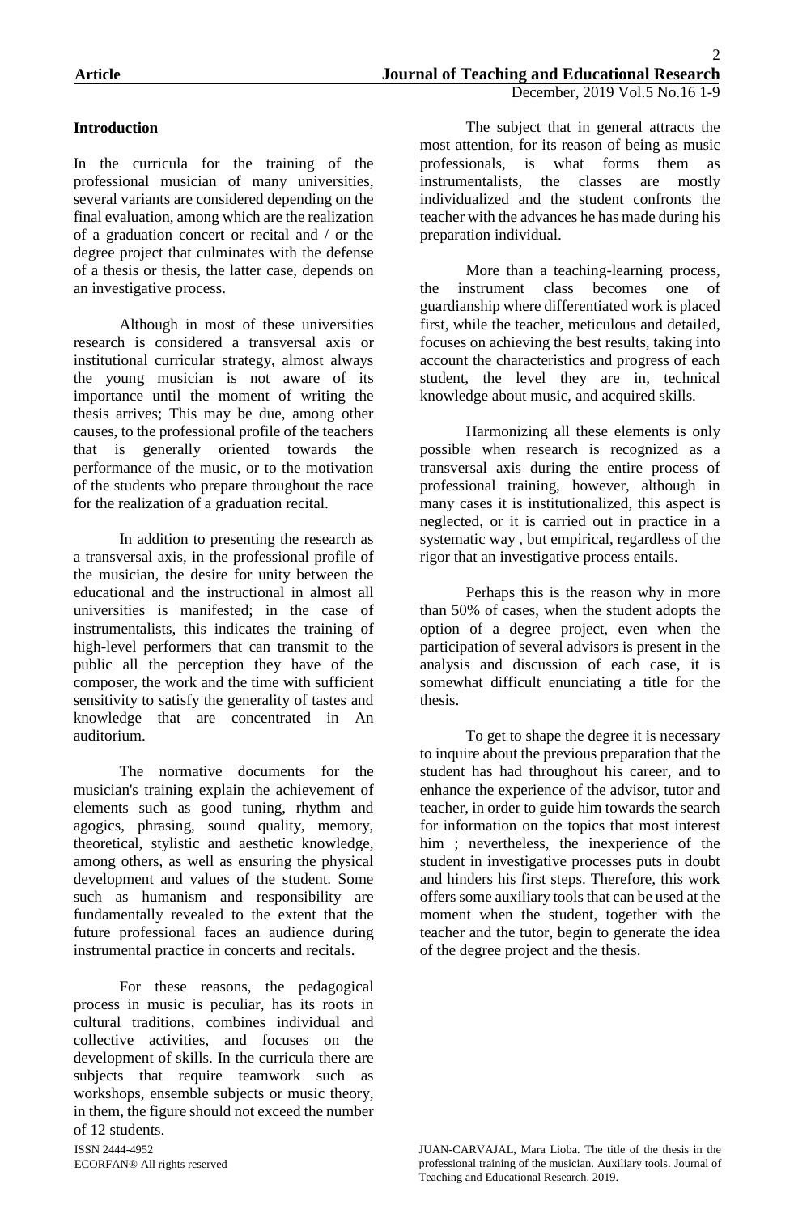**Introduction**

In the curricula for the training of the professional musician of many universities, several variants are considered depending on the final evaluation, among which are the realization of a graduation concert or recital and / or the degree project that culminates with the defense of a thesis or thesis, the latter case, depends on an investigative process.

Although in most of these universities research is considered a transversal axis or institutional curricular strategy, almost always the young musician is not aware of its importance until the moment of writing the thesis arrives; This may be due, among other causes, to the professional profile of the teachers that is generally oriented towards the performance of the music, or to the motivation of the students who prepare throughout the race for the realization of a graduation recital.

In addition to presenting the research as a transversal axis, in the professional profile of the musician, the desire for unity between the educational and the instructional in almost all universities is manifested; in the case of instrumentalists, this indicates the training of high-level performers that can transmit to the public all the perception they have of the composer, the work and the time with sufficient sensitivity to satisfy the generality of tastes and knowledge that are concentrated in An auditorium.

The normative documents for the musician's training explain the achievement of elements such as good tuning, rhythm and agogics, phrasing, sound quality, memory, theoretical, stylistic and aesthetic knowledge, among others, as well as ensuring the physical development and values of the student. Some such as humanism and responsibility are fundamentally revealed to the extent that the future professional faces an audience during instrumental practice in concerts and recitals.

For these reasons, the pedagogical process in music is peculiar, has its roots in cultural traditions, combines individual and collective activities, and focuses on the development of skills. In the curricula there are subjects that require teamwork such as workshops, ensemble subjects or music theory, in them, the figure should not exceed the number of 12 students.

The subject that in general attracts the most attention, for its reason of being as music professionals, is what forms them as instrumentalists, the classes are mostly individualized and the student confronts the teacher with the advances he has made during his preparation individual.

More than a teaching-learning process, the instrument class becomes one of guardianship where differentiated work is placed first, while the teacher, meticulous and detailed, focuses on achieving the best results, taking into account the characteristics and progress of each student, the level they are in, technical knowledge about music, and acquired skills.

Harmonizing all these elements is only possible when research is recognized as a transversal axis during the entire process of professional training, however, although in many cases it is institutionalized, this aspect is neglected, or it is carried out in practice in a systematic way , but empirical, regardless of the rigor that an investigative process entails.

Perhaps this is the reason why in more than 50% of cases, when the student adopts the option of a degree project, even when the participation of several advisors is present in the analysis and discussion of each case, it is somewhat difficult enunciating a title for the thesis.

To get to shape the degree it is necessary to inquire about the previous preparation that the student has had throughout his career, and to enhance the experience of the advisor, tutor and teacher, in order to guide him towards the search for information on the topics that most interest him ; nevertheless, the inexperience of the student in investigative processes puts in doubt and hinders his first steps. Therefore, this work offers some auxiliary tools that can be used at the moment when the student, together with the teacher and the tutor, begin to generate the idea of the degree project and the thesis.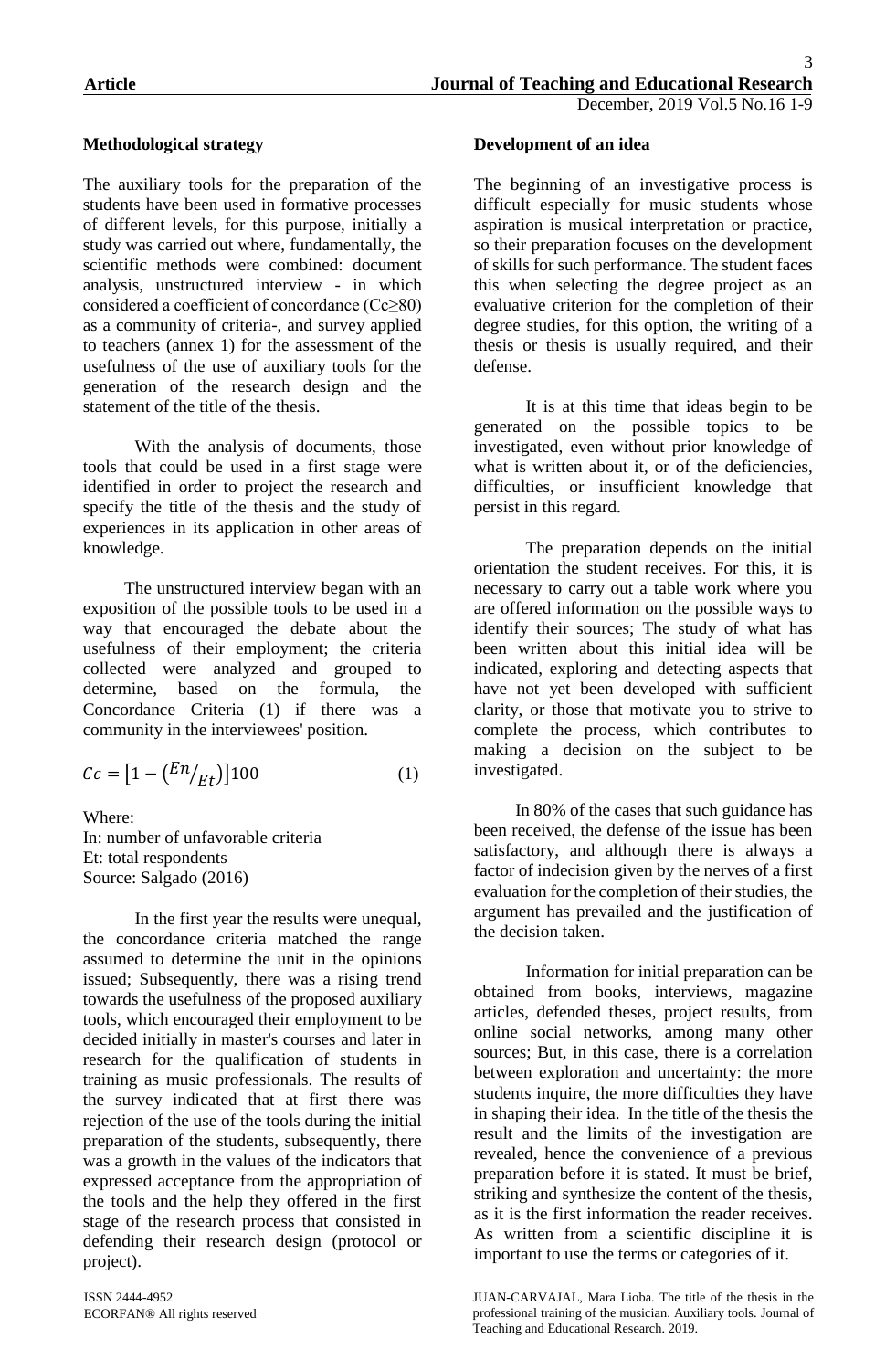### Methodological strategy

The auxiliary tools for the preparation of the students have been used in formative processes of different levels, for this purpose, initially a study was carried out where, fundamentally, the scientific methods were combined: document analysis, unstructured interview - in which considered a coefficient of concordance ($Cc \geq 80$) as a community of criteria-, and survey applied to teachers (annex 1) for the assessment of the usefulness of the use of auxiliary tools for the generation of the research design and the statement of the title of the thesis.

With the analysis of documents, those tools that could be used in a first stage were identified in order to project the research and specify the title of the thesis and the study of experiences in its application in other areas of knowledge.

The unstructured interview began with an exposition of the possible tools to be used in a way that encouraged the debate about the usefulness of their employment; the criteria collected were analyzed and grouped to determine, based on the formula, the Concordance Criteria (1) if there was a community in the interviewees' position.

$$Cc = \left[1 - \left({}^{En}/_{Et}\right)\right]100 \qquad (1)$$

Where:
In: number of unfavorable criteria
Et: total respondents
Source: Salgado (2016)

In the first year the results were unequal, the concordance criteria matched the range assumed to determine the unit in the opinions issued; Subsequently, there was a rising trend towards the usefulness of the proposed auxiliary tools, which encouraged their employment to be decided initially in master's courses and later in research for the qualification of students in training as music professionals. The results of the survey indicated that at first there was rejection of the use of the tools during the initial preparation of the students, subsequently, there was a growth in the values of the indicators that expressed acceptance from the appropriation of the tools and the help they offered in the first stage of the research process that consisted in defending their research design (protocol or project).

### Development of an idea

The beginning of an investigative process is difficult especially for music students whose aspiration is musical interpretation or practice, so their preparation focuses on the development of skills for such performance. The student faces this when selecting the degree project as an evaluative criterion for the completion of their degree studies, for this option, the writing of a thesis or thesis is usually required, and their defense.

It is at this time that ideas begin to be generated on the possible topics to be investigated, even without prior knowledge of what is written about it, or of the deficiencies, difficulties, or insufficient knowledge that persist in this regard.

The preparation depends on the initial orientation the student receives. For this, it is necessary to carry out a table work where you are offered information on the possible ways to identify their sources; The study of what has been written about this initial idea will be indicated, exploring and detecting aspects that have not yet been developed with sufficient clarity, or those that motivate you to strive to complete the process, which contributes to making a decision on the subject to be investigated.

In 80% of the cases that such guidance has been received, the defense of the issue has been satisfactory, and although there is always a factor of indecision given by the nerves of a first evaluation for the completion of their studies, the argument has prevailed and the justification of the decision taken.

Information for initial preparation can be obtained from books, interviews, magazine articles, defended theses, project results, from online social networks, among many other sources; But, in this case, there is a correlation between exploration and uncertainty: the more students inquire, the more difficulties they have in shaping their idea. In the title of the thesis the result and the limits of the investigation are revealed, hence the convenience of a previous preparation before it is stated. It must be brief, striking and synthesize the content of the thesis, as it is the first information the reader receives. As written from a scientific discipline it is important to use the terms or categories of it.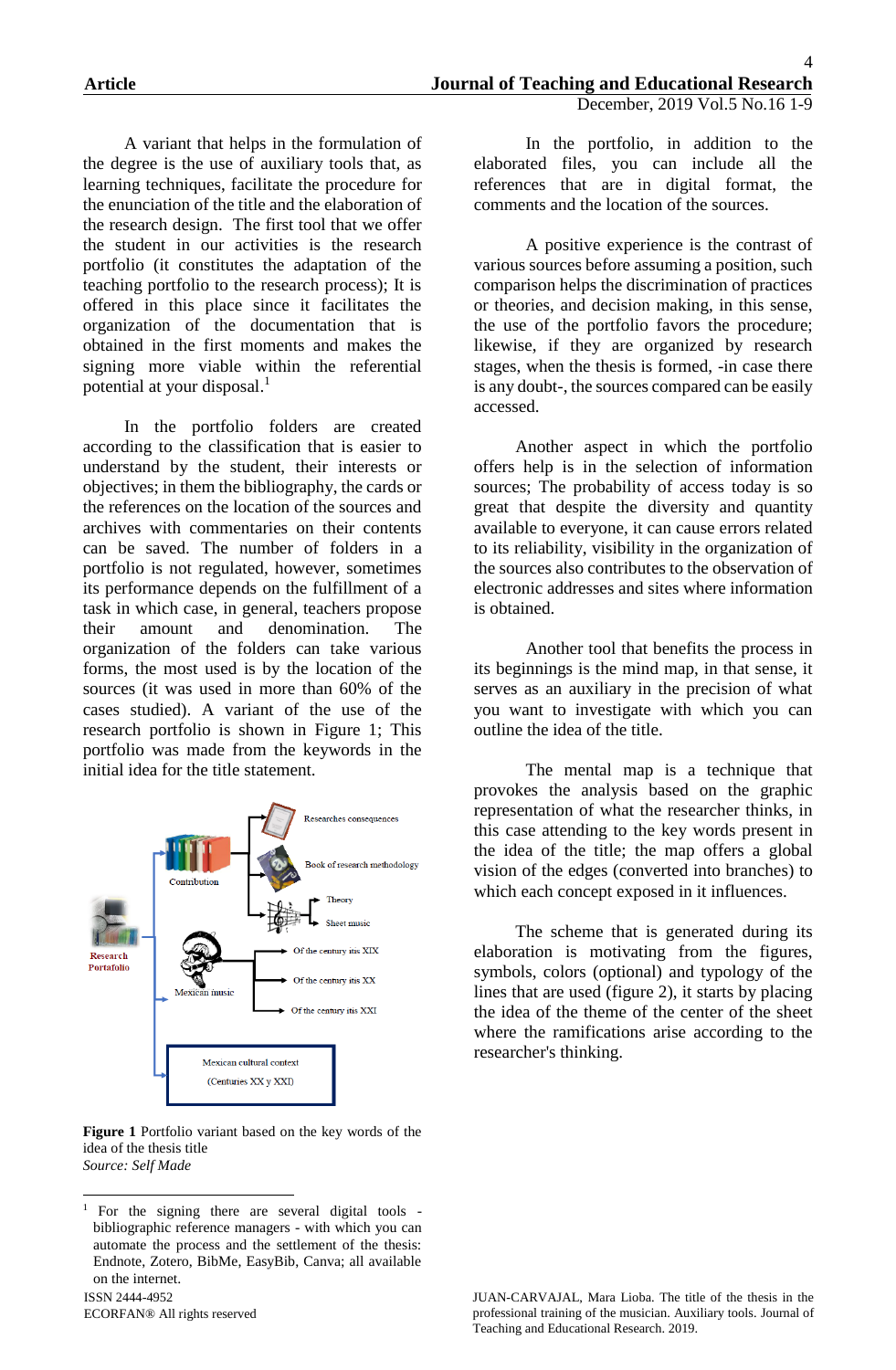A variant that helps in the formulation of the degree is the use of auxiliary tools that, as learning techniques, facilitate the procedure for the enunciation of the title and the elaboration of the research design. The first tool that we offer the student in our activities is the research portfolio (it constitutes the adaptation of the teaching portfolio to the research process); It is offered in this place since it facilitates the organization of the documentation that is obtained in the first moments and makes the signing more viable within the referential potential at your disposal.[1]

In the portfolio folders are created according to the classification that is easier to understand by the student, their interests or objectives; in them the bibliography, the cards or the references on the location of the sources and archives with commentaries on their contents can be saved. The number of folders in a portfolio is not regulated, however, sometimes its performance depends on the fulfillment of a task in which case, in general, teachers propose their amount and denomination. The organization of the folders can take various forms, the most used is by the location of the sources (it was used in more than 60% of the cases studied). A variant of the use of the research portfolio is shown in Figure 1; This portfolio was made from the keywords in the initial idea for the title statement.

Research Portafolio

Contribution

Researches consequences

Book of research methodology

Theory

Sheet music

Mexican music

Of the century itis XIX

Of the century itis XX

Of the century itis XXI

Mexican cultural context (Centuries XX y XXI)

**Figure 1** Portfolio variant based on the key words of the idea of the thesis title
*Source: Self Made*

In the portfolio, in addition to the elaborated files, you can include all the references that are in digital format, the comments and the location of the sources.

A positive experience is the contrast of various sources before assuming a position, such comparison helps the discrimination of practices or theories, and decision making, in this sense, the use of the portfolio favors the procedure; likewise, if they are organized by research stages, when the thesis is formed, -in case there is any doubt-, the sources compared can be easily accessed.

Another aspect in which the portfolio offers help is in the selection of information sources; The probability of access today is so great that despite the diversity and quantity available to everyone, it can cause errors related to its reliability, visibility in the organization of the sources also contributes to the observation of electronic addresses and sites where information is obtained.

Another tool that benefits the process in its beginnings is the mind map, in that sense, it serves as an auxiliary in the precision of what you want to investigate with which you can outline the idea of the title.

The mental map is a technique that provokes the analysis based on the graphic representation of what the researcher thinks, in this case attending to the key words present in the idea of the title; the map offers a global vision of the edges (converted into branches) to which each concept exposed in it influences.

The scheme that is generated during its elaboration is motivating from the figures, symbols, colors (optional) and typology of the lines that are used (figure 2), it starts by placing the idea of the theme of the center of the sheet where the ramifications arise according to the researcher's thinking.

---

[1] For the signing there are several digital tools - bibliographic reference managers - with which you can automate the process and the settlement of the thesis: Endnote, Zotero, BibMe, EasyBib, Canva; all available on the internet.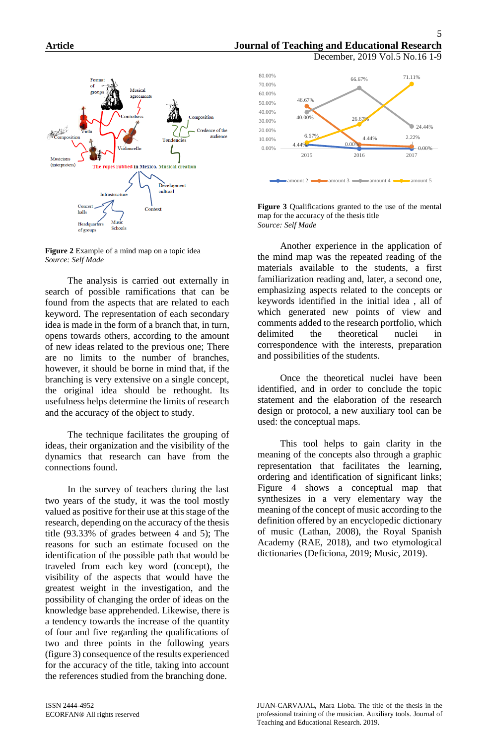**Figure 2** Example of a mind map on a topic idea
*Source: Self Made*

The analysis is carried out externally in search of possible ramifications that can be found from the aspects that are related to each keyword. The representation of each secondary idea is made in the form of a branch that, in turn, opens towards others, according to the amount of new ideas related to the previous one; There are no limits to the number of branches, however, it should be borne in mind that, if the branching is very extensive on a single concept, the original idea should be rethought. Its usefulness helps determine the limits of research and the accuracy of the object to study.

The technique facilitates the grouping of ideas, their organization and the visibility of the dynamics that research can have from the connections found.

In the survey of teachers during the last two years of the study, it was the tool mostly valued as positive for their use at this stage of the research, depending on the accuracy of the thesis title (93.33% of grades between 4 and 5); The reasons for such an estimate focused on the identification of the possible path that would be traveled from each key word (concept), the visibility of the aspects that would have the greatest weight in the investigation, and the possibility of changing the order of ideas on the knowledge base apprehended. Likewise, there is a tendency towards the increase of the quantity of four and five regarding the qualifications of two and three points in the following years (figure 3) consequence of the results experienced for the accuracy of the title, taking into account the references studied from the branching done.

**Figure 3** Qualifications granted to the use of the mental map for the accuracy of the thesis title
*Source: Self Made*

Another experience in the application of the mind map was the repeated reading of the materials available to the students, a first familiarization reading and, later, a second one, emphasizing aspects related to the concepts or keywords identified in the initial idea , all of which generated new points of view and comments added to the research portfolio, which delimited the theoretical nuclei in correspondence with the interests, preparation and possibilities of the students.

Once the theoretical nuclei have been identified, and in order to conclude the topic statement and the elaboration of the research design or protocol, a new auxiliary tool can be used: the conceptual maps.

This tool helps to gain clarity in the meaning of the concepts also through a graphic representation that facilitates the learning, ordering and identification of significant links; Figure 4 shows a conceptual map that synthesizes in a very elementary way the meaning of the concept of music according to the definition offered by an encyclopedic dictionary of music (Lathan, 2008), the Royal Spanish Academy (RAE, 2018), and two etymological dictionaries (Deficiona, 2019; Music, 2019).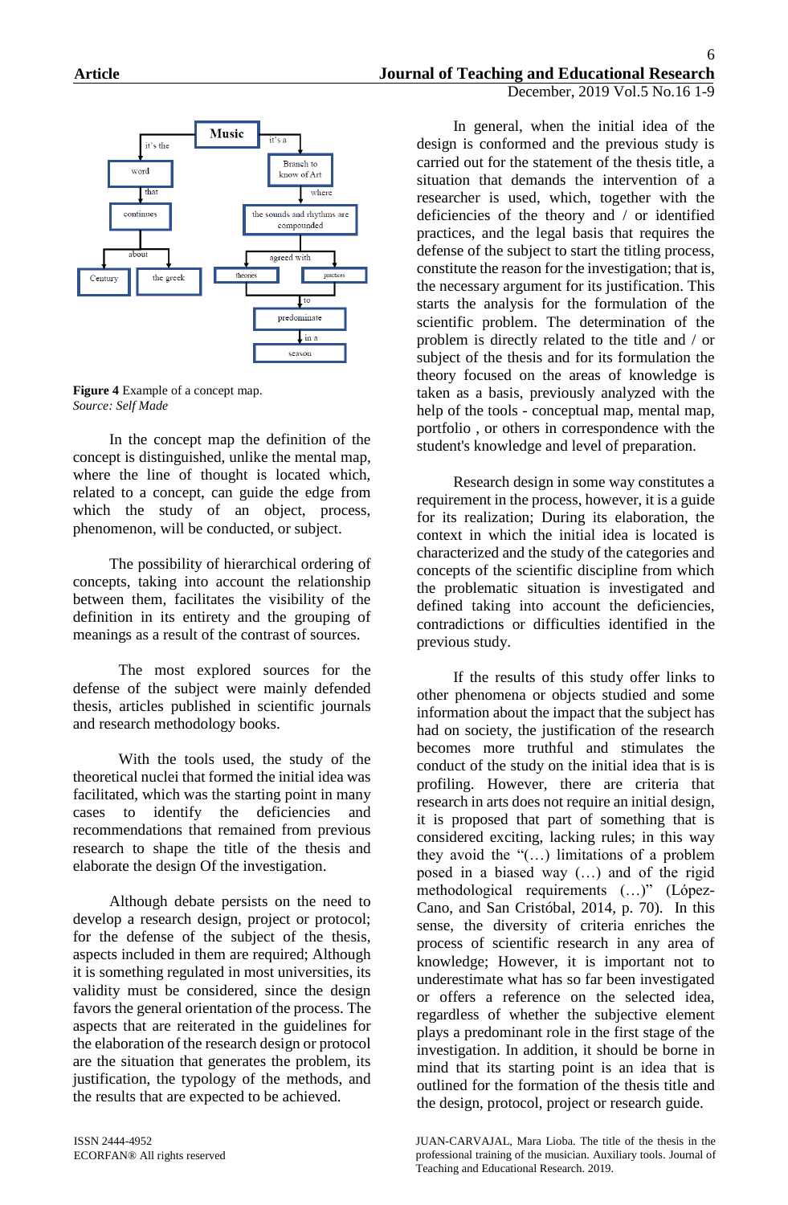**Figure 4** Example of a concept map.
*Source: Self Made*

In the concept map the definition of the concept is distinguished, unlike the mental map, where the line of thought is located which, related to a concept, can guide the edge from which the study of an object, process, phenomenon, will be conducted, or subject.

The possibility of hierarchical ordering of concepts, taking into account the relationship between them, facilitates the visibility of the definition in its entirety and the grouping of meanings as a result of the contrast of sources.

The most explored sources for the defense of the subject were mainly defended thesis, articles published in scientific journals and research methodology books.

With the tools used, the study of the theoretical nuclei that formed the initial idea was facilitated, which was the starting point in many cases to identify the deficiencies and recommendations that remained from previous research to shape the title of the thesis and elaborate the design Of the investigation.

Although debate persists on the need to develop a research design, project or protocol; for the defense of the subject of the thesis, aspects included in them are required; Although it is something regulated in most universities, its validity must be considered, since the design favors the general orientation of the process. The aspects that are reiterated in the guidelines for the elaboration of the research design or protocol are the situation that generates the problem, its justification, the typology of the methods, and the results that are expected to be achieved.

In general, when the initial idea of the design is conformed and the previous study is carried out for the statement of the thesis title, a situation that demands the intervention of a researcher is used, which, together with the deficiencies of the theory and / or identified practices, and the legal basis that requires the defense of the subject to start the titling process, constitute the reason for the investigation; that is, the necessary argument for its justification. This starts the analysis for the formulation of the scientific problem. The determination of the problem is directly related to the title and / or subject of the thesis and for its formulation the theory focused on the areas of knowledge is taken as a basis, previously analyzed with the help of the tools - conceptual map, mental map, portfolio , or others in correspondence with the student's knowledge and level of preparation.

Research design in some way constitutes a requirement in the process, however, it is a guide for its realization; During its elaboration, the context in which the initial idea is located is characterized and the study of the categories and concepts of the scientific discipline from which the problematic situation is investigated and defined taking into account the deficiencies, contradictions or difficulties identified in the previous study.

If the results of this study offer links to other phenomena or objects studied and some information about the impact that the subject has had on society, the justification of the research becomes more truthful and stimulates the conduct of the study on the initial idea that is is profiling. However, there are criteria that research in arts does not require an initial design, it is proposed that part of something that is considered exciting, lacking rules; in this way they avoid the "(…) limitations of a problem posed in a biased way (…) and of the rigid methodological requirements (…)" (López-Cano, and San Cristóbal, 2014, p. 70). In this sense, the diversity of criteria enriches the process of scientific research in any area of knowledge; However, it is important not to underestimate what has so far been investigated or offers a reference on the selected idea, regardless of whether the subjective element plays a predominant role in the first stage of the investigation. In addition, it should be borne in mind that its starting point is an idea that is outlined for the formation of the thesis title and the design, protocol, project or research guide.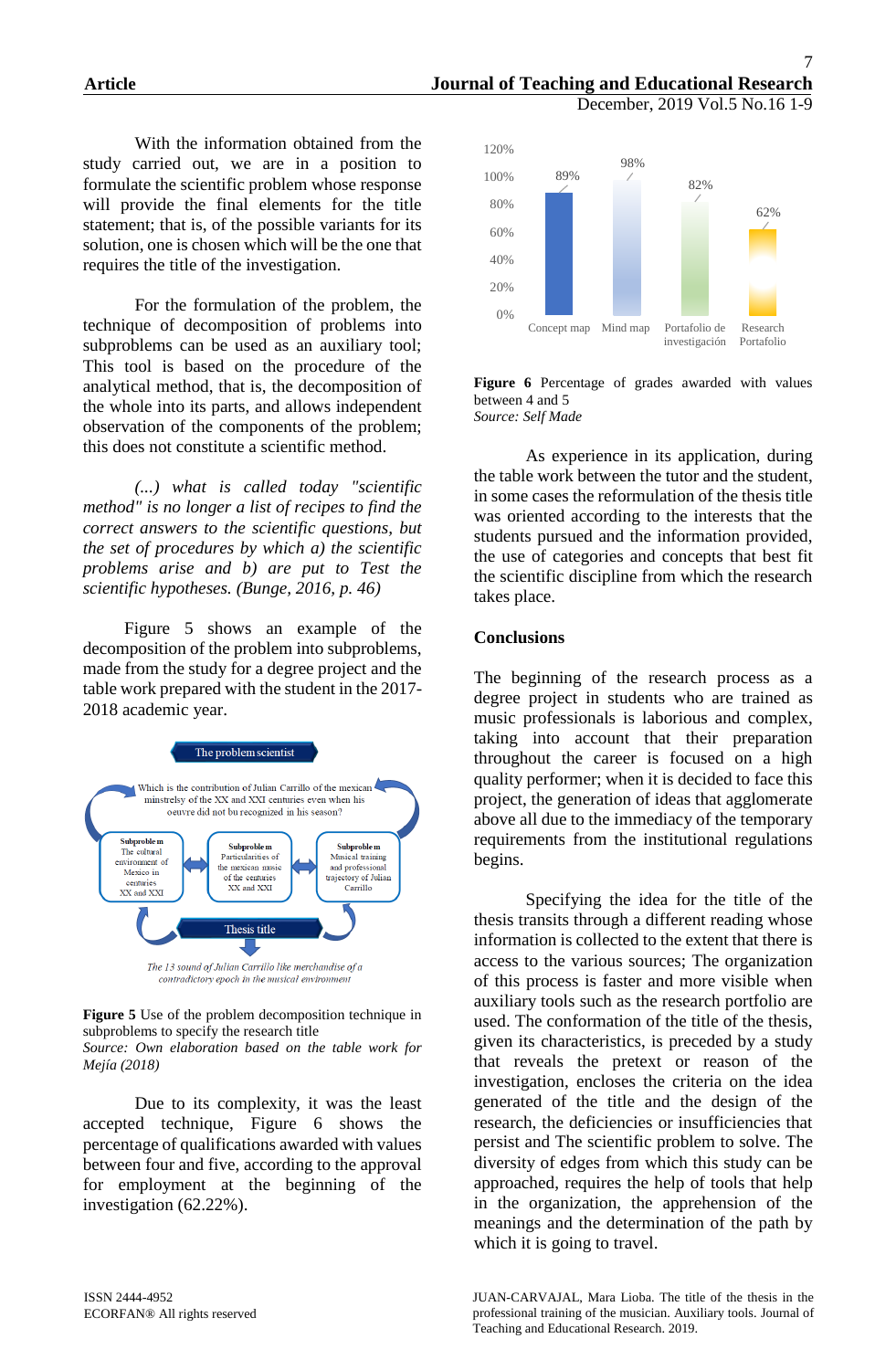With the information obtained from the study carried out, we are in a position to formulate the scientific problem whose response will provide the final elements for the title statement; that is, of the possible variants for its solution, one is chosen which will be the one that requires the title of the investigation.

For the formulation of the problem, the technique of decomposition of problems into subproblems can be used as an auxiliary tool; This tool is based on the procedure of the analytical method, that is, the decomposition of the whole into its parts, and allows independent observation of the components of the problem; this does not constitute a scientific method.

*(...) what is called today "scientific method" is no longer a list of recipes to find the correct answers to the scientific questions, but the set of procedures by which a) the scientific problems arise and b) are put to Test the scientific hypotheses. (Bunge, 2016, p. 46)*

Figure 5 shows an example of the decomposition of the problem into subproblems, made from the study for a degree project and the table work prepared with the student in the 2017-2018 academic year.

The problem scientist

Which is the contribution of Julian Carrillo of the mexican minstrelsy of the XX and XXI centuries even when his oeuvre did not bu recognized in his season?

Subproblem: The cultural environment of Mexico in centuries XX and XXI

Subproblem: Particularities of the mexican music of the centuries XX and XXI

Subproblem: Musical training and professional trajectory of Julian Carrillo

Thesis title

*The 13 sound of Julian Carrillo like merchandise of a contradictory epoch in the musical environment*

**Figure 5** Use of the problem decomposition technique in subproblems to specify the research title
*Source: Own elaboration based on the table work for Mejía (2018)*

Due to its complexity, it was the least accepted technique, Figure 6 shows the percentage of qualifications awarded with values between four and five, according to the approval for employment at the beginning of the investigation (62.22%).

| Concept map | Mind map | Portafolio de investigación | Research Portafolio |
|---|---|---|---|
| 89% | 98% | 82% | 62% |

**Figure 6** Percentage of grades awarded with values between 4 and 5
*Source: Self Made*

As experience in its application, during the table work between the tutor and the student, in some cases the reformulation of the thesis title was oriented according to the interests that the students pursued and the information provided, the use of categories and concepts that best fit the scientific discipline from which the research takes place.

## Conclusions

The beginning of the research process as a degree project in students who are trained as music professionals is laborious and complex, taking into account that their preparation throughout the career is focused on a high quality performer; when it is decided to face this project, the generation of ideas that agglomerate above all due to the immediacy of the temporary requirements from the institutional regulations begins.

Specifying the idea for the title of the thesis transits through a different reading whose information is collected to the extent that there is access to the various sources; The organization of this process is faster and more visible when auxiliary tools such as the research portfolio are used. The conformation of the title of the thesis, given its characteristics, is preceded by a study that reveals the pretext or reason of the investigation, encloses the criteria on the idea generated of the title and the design of the research, the deficiencies or insufficiencies that persist and The scientific problem to solve. The diversity of edges from which this study can be approached, requires the help of tools that help in the organization, the apprehension of the meanings and the determination of the path by which it is going to travel.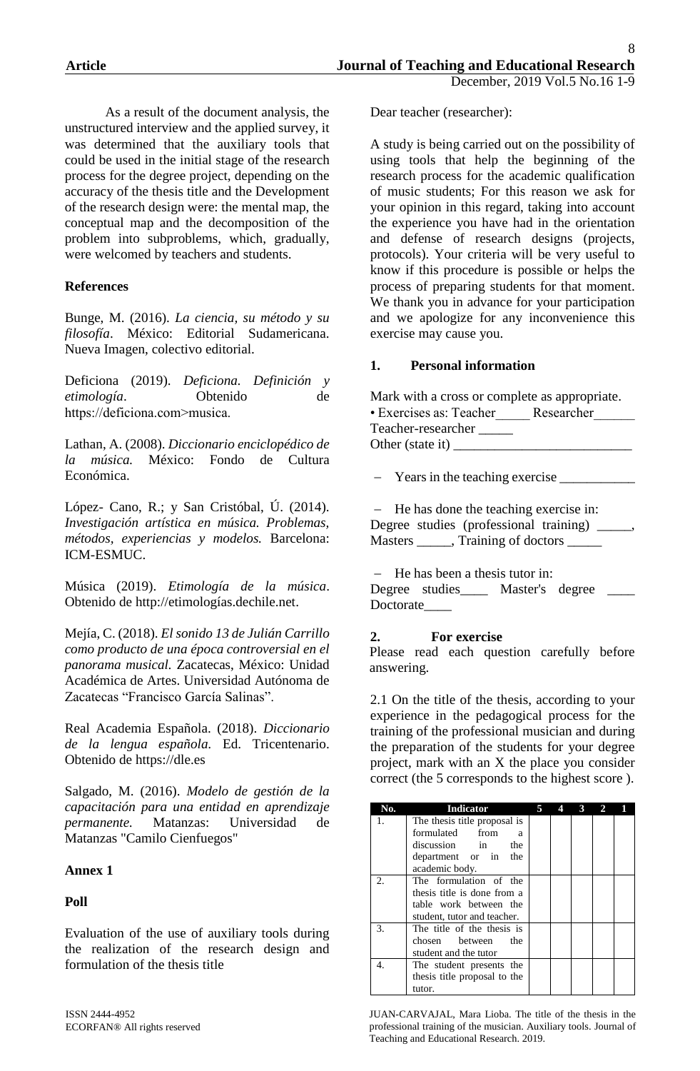As a result of the document analysis, the unstructured interview and the applied survey, it was determined that the auxiliary tools that could be used in the initial stage of the research process for the degree project, depending on the accuracy of the thesis title and the Development of the research design were: the mental map, the conceptual map and the decomposition of the problem into subproblems, which, gradually, were welcomed by teachers and students.

### References

Bunge, M. (2016). *La ciencia, su método y su filosofía*. México: Editorial Sudamericana. Nueva Imagen, colectivo editorial.

Deficiona (2019). *Deficiona. Definición y etimología*. Obtenido de https://deficiona.com>musica.

Lathan, A. (2008). *Diccionario enciclopédico de la música.* México: Fondo de Cultura Económica.

López- Cano, R.; y San Cristóbal, Ú. (2014). *Investigación artística en música. Problemas, métodos, experiencias y modelos.* Barcelona: ICM-ESMUC.

Música (2019). *Etimología de la música*. Obtenido de http://etimologías.dechile.net.

Mejía, C. (2018). *El sonido 13 de Julián Carrillo como producto de una época controversial en el panorama musical.* Zacatecas, México: Unidad Académica de Artes. Universidad Autónoma de Zacatecas "Francisco García Salinas".

Real Academia Española. (2018). *Diccionario de la lengua española.* Ed. Tricentenario. Obtenido de https://dle.es

Salgado, M. (2016). *Modelo de gestión de la capacitación para una entidad en aprendizaje permanente.* Matanzas: Universidad de Matanzas "Camilo Cienfuegos"

### Annex 1

**Poll**

Evaluation of the use of auxiliary tools during the realization of the research design and formulation of the thesis title

Dear teacher (researcher):

A study is being carried out on the possibility of using tools that help the beginning of the research process for the academic qualification of music students; For this reason we ask for your opinion in this regard, taking into account the experience you have had in the orientation and defense of research designs (projects, protocols). Your criteria will be very useful to know if this procedure is possible or helps the process of preparing students for that moment. We thank you in advance for your participation and we apologize for any inconvenience this exercise may cause you.

**1. Personal information**

Mark with a cross or complete as appropriate.

• Exercises as: Teacher_____ Researcher______ Teacher-researcher _____
Other (state it) __________________________

– Years in the teaching exercise ___________

– He has done the teaching exercise in:
Degree studies (professional training) _____, Masters _____, Training of doctors _____

– He has been a thesis tutor in:
Degree studies____ Master's degree ____ Doctorate____

**2. For exercise**

Please read each question carefully before answering.

2.1 On the title of the thesis, according to your experience in the pedagogical process for the training of the professional musician and during the preparation of the students for your degree project, mark with an X the place you consider correct (the 5 corresponds to the highest score ).

| No. | Indicator | 5 | 4 | 3 | 2 | 1 |
|---|---|---|---|---|---|---|
| 1. | The thesis title proposal is formulated from a discussion in the department or in the academic body. | | | | | |
| 2. | The formulation of the thesis title is done from a table work between the student, tutor and teacher. | | | | | |
| 3. | The title of the thesis is chosen between the student and the tutor | | | | | |
| 4. | The student presents the thesis title proposal to the tutor. | | | | | |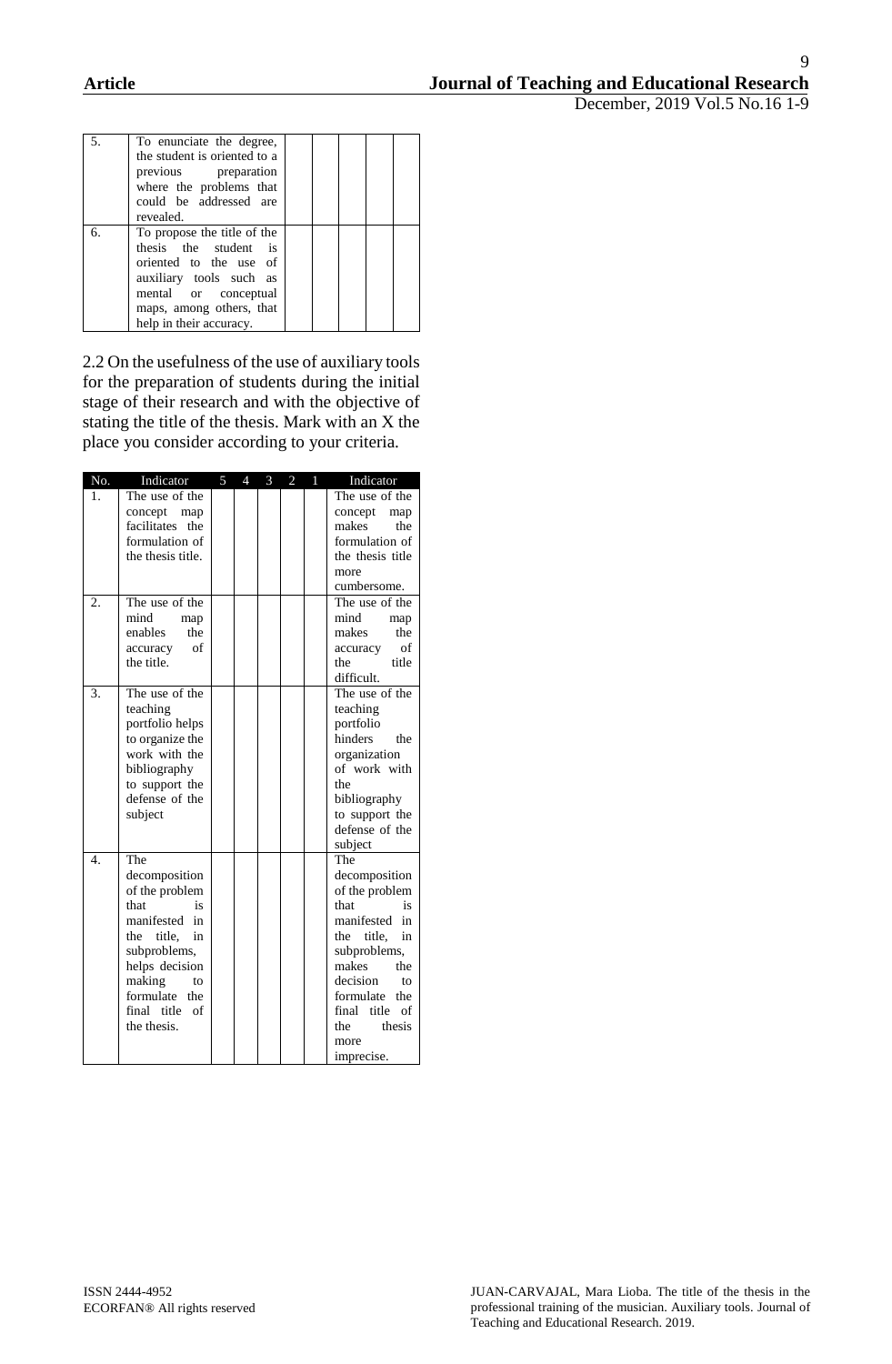| | | | | | | |
|---|---|---|---|---|---|---|
| 5. | To enunciate the degree, the student is oriented to a previous preparation where the problems that could be addressed are revealed. | | | | | |
| 6. | To propose the title of the thesis the student is oriented to the use of auxiliary tools such as mental or conceptual maps, among others, that help in their accuracy. | | | | | |

2.2 On the usefulness of the use of auxiliary tools for the preparation of students during the initial stage of their research and with the objective of stating the title of the thesis. Mark with an X the place you consider according to your criteria.

| No. | Indicator | 5 | 4 | 3 | 2 | 1 | Indicator |
|---|---|---|---|---|---|---|---|
| 1. | The use of the concept map facilitates the formulation of the thesis title. | | | | | | The use of the concept map makes the formulation of the thesis title more cumbersome. |
| 2. | The use of the mind map enables the accuracy of the title. | | | | | | The use of the mind map makes the accuracy of the title difficult. |
| 3. | The use of the teaching portfolio helps to organize the work with the bibliography to support the defense of the subject | | | | | | The use of the teaching portfolio hinders the organization of work with the bibliography to support the defense of the subject |
| 4. | The decomposition of the problem that is manifested in the title, in subproblems, helps decision making to formulate the final title of the thesis. | | | | | | The decomposition of the problem that is manifested in the title, in subproblems, makes the decision to formulate the final title of the thesis more imprecise. |